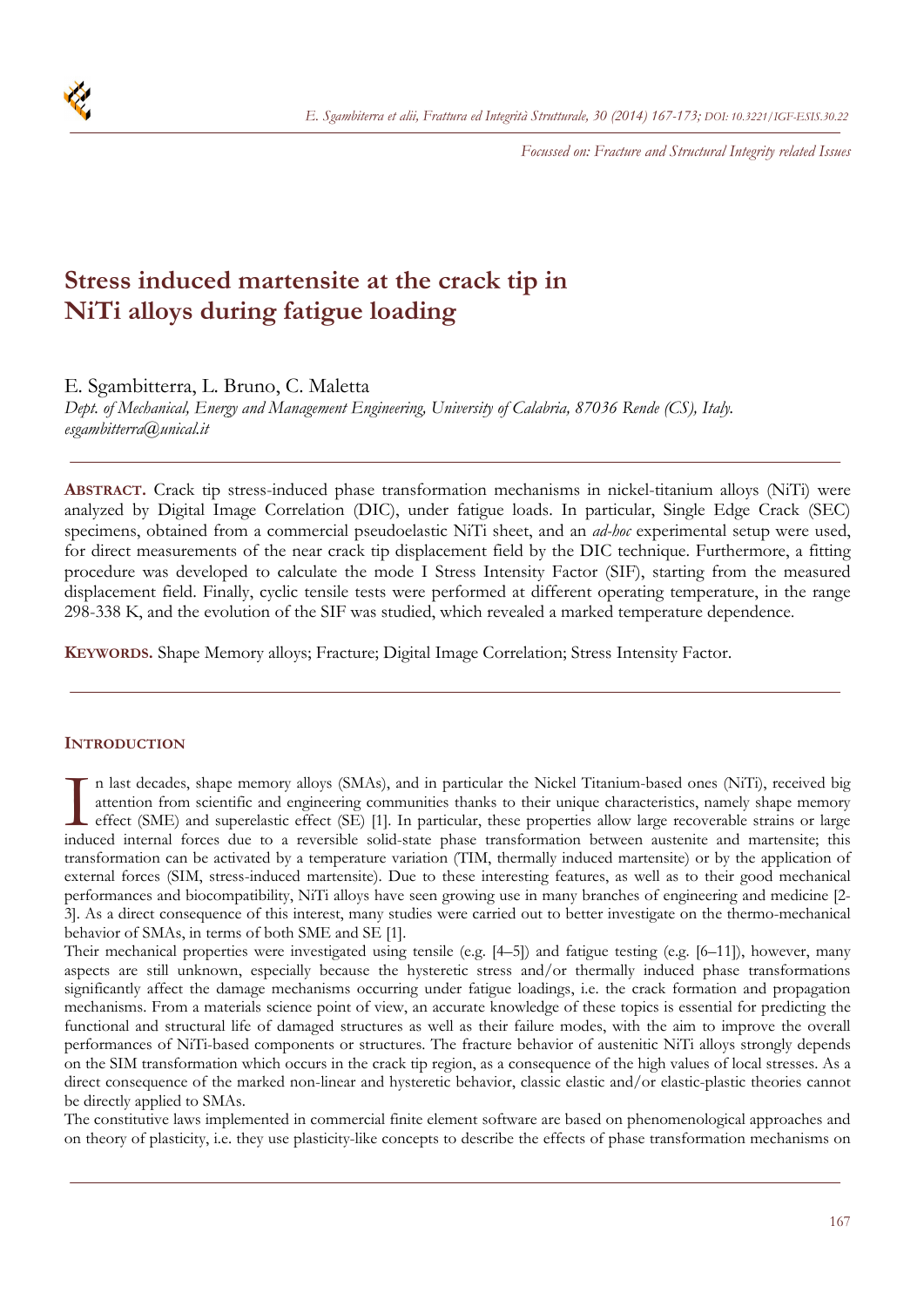*Focussed on: Fracture and Structural Integrity related Issues*

# Stress induced martensite at the crack tip in NiTi alloys during fatigue loading

E. Sgambitterra, L. Bruno, C. Maletta

*Dept. of Mechanical, Energy and Management Engineering, University of Calabria, 87036 Rende (CS), Italy.*
*esgambitterra@unical.it*

---

**ABSTRACT.** Crack tip stress-induced phase transformation mechanisms in nickel-titanium alloys (NiTi) were analyzed by Digital Image Correlation (DIC), under fatigue loads. In particular, Single Edge Crack (SEC) specimens, obtained from a commercial pseudoelastic NiTi sheet, and an *ad-hoc* experimental setup were used, for direct measurements of the near crack tip displacement field by the DIC technique. Furthermore, a fitting procedure was developed to calculate the mode I Stress Intensity Factor (SIF), starting from the measured displacement field. Finally, cyclic tensile tests were performed at different operating temperature, in the range 298-338 K, and the evolution of the SIF was studied, which revealed a marked temperature dependence.

**KEYWORDS.** Shape Memory alloys; Fracture; Digital Image Correlation; Stress Intensity Factor.

---

## INTRODUCTION

In last decades, shape memory alloys (SMAs), and in particular the Nickel Titanium-based ones (NiTi), received big attention from scientific and engineering communities thanks to their unique characteristics, namely shape memory effect (SME) and superelastic effect (SE) [1]. In particular, these properties allow large recoverable strains or large induced internal forces due to a reversible solid-state phase transformation between austenite and martensite; this transformation can be activated by a temperature variation (TIM, thermally induced martensite) or by the application of external forces (SIM, stress-induced martensite). Due to these interesting features, as well as to their good mechanical performances and biocompatibility, NiTi alloys have seen growing use in many branches of engineering and medicine [2-3]. As a direct consequence of this interest, many studies were carried out to better investigate on the thermo-mechanical behavior of SMAs, in terms of both SME and SE [1].

Their mechanical properties were investigated using tensile (e.g. [4–5]) and fatigue testing (e.g. [6–11]), however, many aspects are still unknown, especially because the hysteretic stress and/or thermally induced phase transformations significantly affect the damage mechanisms occurring under fatigue loadings, i.e. the crack formation and propagation mechanisms. From a materials science point of view, an accurate knowledge of these topics is essential for predicting the functional and structural life of damaged structures as well as their failure modes, with the aim to improve the overall performances of NiTi-based components or structures. The fracture behavior of austenitic NiTi alloys strongly depends on the SIM transformation which occurs in the crack tip region, as a consequence of the high values of local stresses. As a direct consequence of the marked non-linear and hysteretic behavior, classic elastic and/or elastic-plastic theories cannot be directly applied to SMAs.

The constitutive laws implemented in commercial finite element software are based on phenomenological approaches and on theory of plasticity, i.e. they use plasticity-like concepts to describe the effects of phase transformation mechanisms on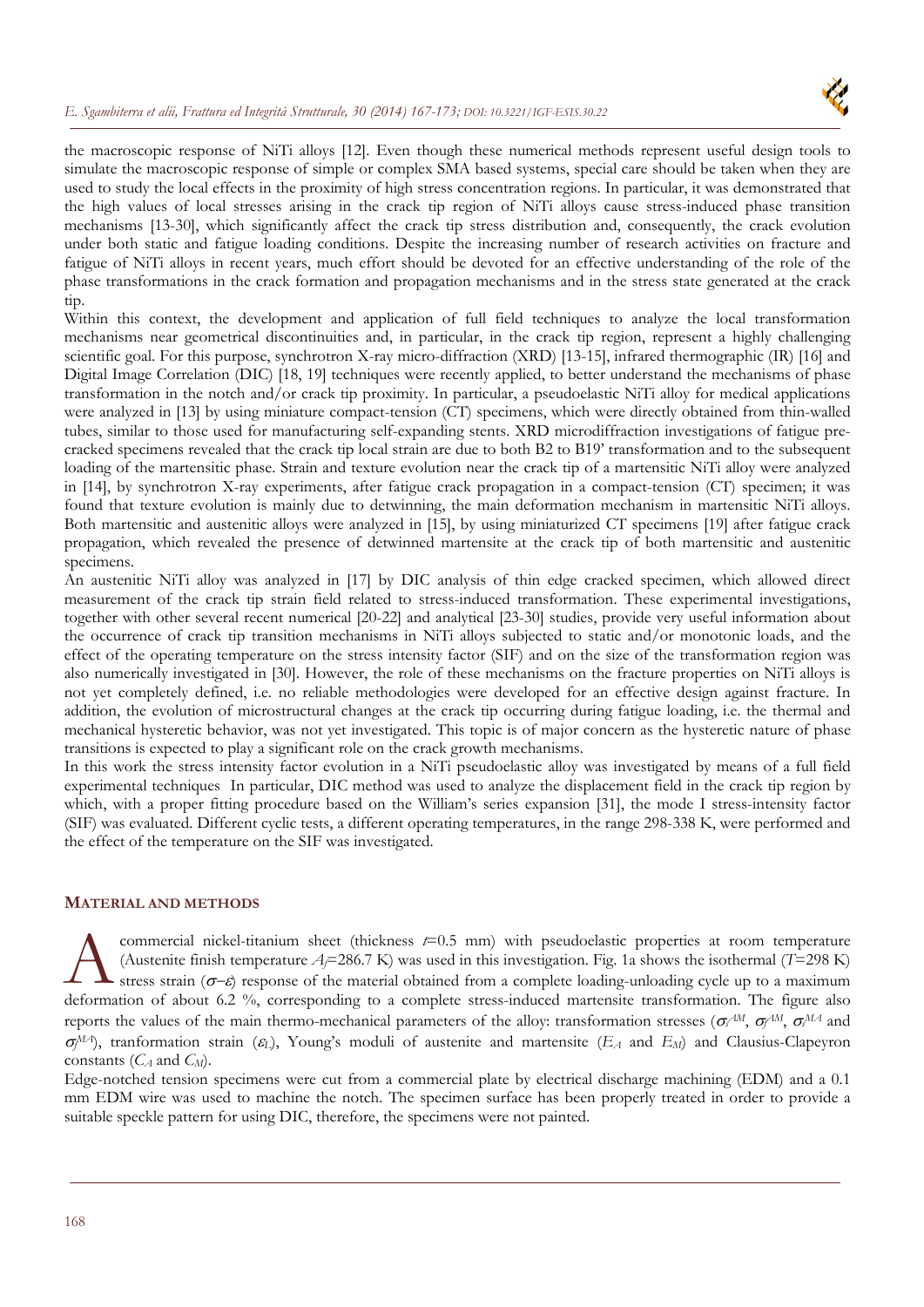the macroscopic response of NiTi alloys [12]. Even though these numerical methods represent useful design tools to simulate the macroscopic response of simple or complex SMA based systems, special care should be taken when they are used to study the local effects in the proximity of high stress concentration regions. In particular, it was demonstrated that the high values of local stresses arising in the crack tip region of NiTi alloys cause stress-induced phase transition mechanisms [13-30], which significantly affect the crack tip stress distribution and, consequently, the crack evolution under both static and fatigue loading conditions. Despite the increasing number of research activities on fracture and fatigue of NiTi alloys in recent years, much effort should be devoted for an effective understanding of the role of the phase transformations in the crack formation and propagation mechanisms and in the stress state generated at the crack tip.

Within this context, the development and application of full field techniques to analyze the local transformation mechanisms near geometrical discontinuities and, in particular, in the crack tip region, represent a highly challenging scientific goal. For this purpose, synchrotron X-ray micro-diffraction (XRD) [13-15], infrared thermographic (IR) [16] and Digital Image Correlation (DIC) [18, 19] techniques were recently applied, to better understand the mechanisms of phase transformation in the notch and/or crack tip proximity. In particular, a pseudoelastic NiTi alloy for medical applications were analyzed in [13] by using miniature compact-tension (CT) specimens, which were directly obtained from thin-walled tubes, similar to those used for manufacturing self-expanding stents. XRD microdiffraction investigations of fatigue pre-cracked specimens revealed that the crack tip local strain are due to both B2 to B19' transformation and to the subsequent loading of the martensitic phase. Strain and texture evolution near the crack tip of a martensitic NiTi alloy were analyzed in [14], by synchrotron X-ray experiments, after fatigue crack propagation in a compact-tension (CT) specimen; it was found that texture evolution is mainly due to detwinning, the main deformation mechanism in martensitic NiTi alloys. Both martensitic and austenitic alloys were analyzed in [15], by using miniaturized CT specimens [19] after fatigue crack propagation, which revealed the presence of detwinned martensite at the crack tip of both martensitic and austenitic specimens.

An austenitic NiTi alloy was analyzed in [17] by DIC analysis of thin edge cracked specimen, which allowed direct measurement of the crack tip strain field related to stress-induced transformation. These experimental investigations, together with other several recent numerical [20-22] and analytical [23-30] studies, provide very useful information about the occurrence of crack tip transition mechanisms in NiTi alloys subjected to static and/or monotonic loads, and the effect of the operating temperature on the stress intensity factor (SIF) and on the size of the transformation region was also numerically investigated in [30]. However, the role of these mechanisms on the fracture properties on NiTi alloys is not yet completely defined, i.e. no reliable methodologies were developed for an effective design against fracture. In addition, the evolution of microstructural changes at the crack tip occurring during fatigue loading, i.e. the thermal and mechanical hysteretic behavior, was not yet investigated. This topic is of major concern as the hysteretic nature of phase transitions is expected to play a significant role on the crack growth mechanisms.

In this work the stress intensity factor evolution in a NiTi pseudoelastic alloy was investigated by means of a full field experimental techniques In particular, DIC method was used to analyze the displacement field in the crack tip region by which, with a proper fitting procedure based on the William's series expansion [31], the mode I stress-intensity factor (SIF) was evaluated. Different cyclic tests, a different operating temperatures, in the range 298-338 K, were performed and the effect of the temperature on the SIF was investigated.

## MATERIAL AND METHODS

A commercial nickel-titanium sheet (thickness $t$=0.5 mm) with pseudoelastic properties at room temperature (Austenite finish temperature $A_f$=286.7 K) was used in this investigation. Fig. 1a shows the isothermal ($T$=298 K) stress strain ($\sigma$–$\varepsilon$) response of the material obtained from a complete loading-unloading cycle up to a maximum deformation of about 6.2 %, corresponding to a complete stress-induced martensite transformation. The figure also reports the values of the main thermo-mechanical parameters of the alloy: transformation stresses ($\sigma_s^{AM}$, $\sigma_f^{AM}$, $\sigma_s^{MA}$ and $\sigma_f^{MA}$), tranformation strain ($\varepsilon_L$), Young's moduli of austenite and martensite ($E_A$ and $E_M$) and Clausius-Clapeyron constants ($C_A$ and $C_M$).

Edge-notched tension specimens were cut from a commercial plate by electrical discharge machining (EDM) and a 0.1 mm EDM wire was used to machine the notch. The specimen surface has been properly treated in order to provide a suitable speckle pattern for using DIC, therefore, the specimens were not painted.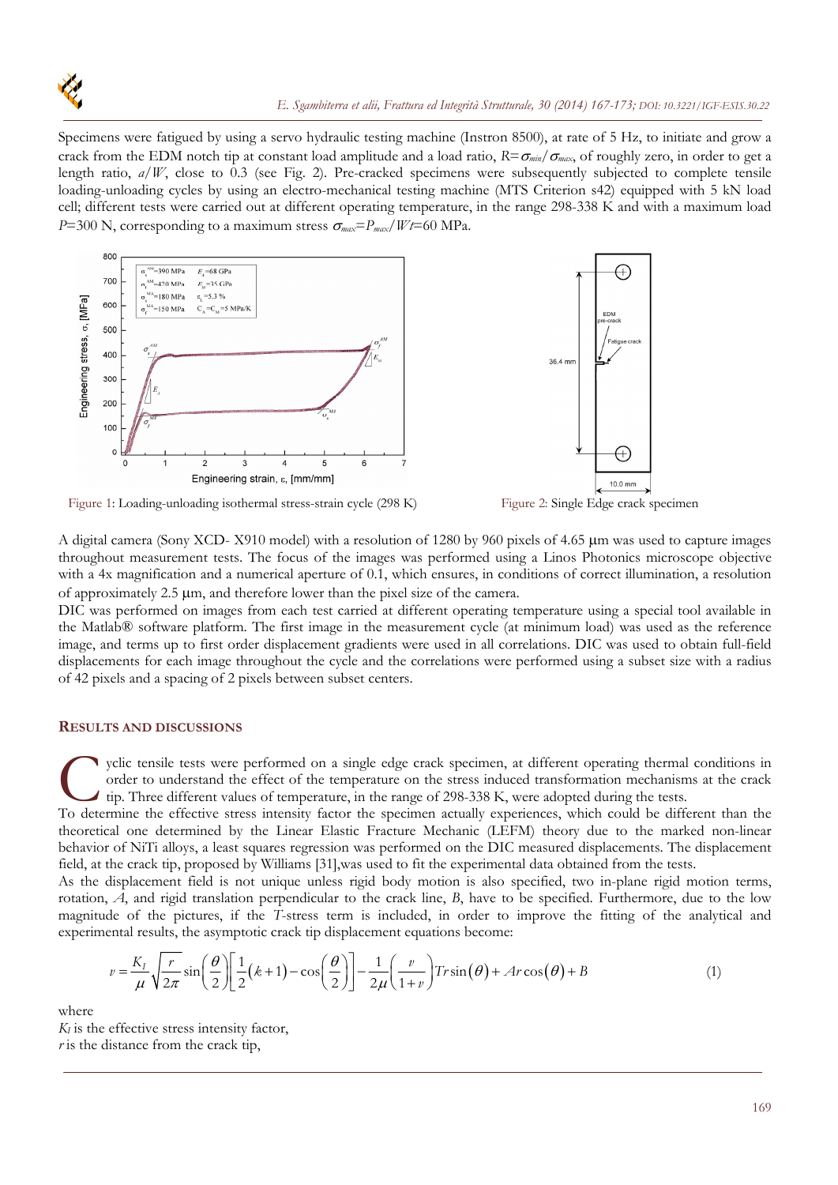Specimens were fatigued by using a servo hydraulic testing machine (Instron 8500), at rate of 5 Hz, to initiate and grow a crack from the EDM notch tip at constant load amplitude and a load ratio, $R=\sigma_{min}/\sigma_{max}$, of roughly zero, in order to get a length ratio, $a/W$, close to 0.3 (see Fig. 2). Pre-cracked specimens were subsequently subjected to complete tensile loading-unloading cycles by using an electro-mechanical testing machine (MTS Criterion s42) equipped with 5 kN load cell; different tests were carried out at different operating temperature, in the range 298-338 K and with a maximum load $P$=300 N, corresponding to a maximum stress $\sigma_{max}=P_{max}/Wt$=60 MPa.

Figure 1: Loading-unloading isothermal stress-strain cycle (298 K)

Figure 2: Single Edge crack specimen

A digital camera (Sony XCD- X910 model) with a resolution of 1280 by 960 pixels of 4.65 μm was used to capture images throughout measurement tests. The focus of the images was performed using a Linos Photonics microscope objective with a 4x magnification and a numerical aperture of 0.1, which ensures, in conditions of correct illumination, a resolution of approximately 2.5 μm, and therefore lower than the pixel size of the camera.

DIC was performed on images from each test carried at different operating temperature using a special tool available in the Matlab® software platform. The first image in the measurement cycle (at minimum load) was used as the reference image, and terms up to first order displacement gradients were used in all correlations. DIC was used to obtain full-field displacements for each image throughout the cycle and the correlations were performed using a subset size with a radius of 42 pixels and a spacing of 2 pixels between subset centers.

## RESULTS AND DISCUSSIONS

Cyclic tensile tests were performed on a single edge crack specimen, at different operating thermal conditions in order to understand the effect of the temperature on the stress induced transformation mechanisms at the crack tip. Three different values of temperature, in the range of 298-338 K, were adopted during the tests.

To determine the effective stress intensity factor the specimen actually experiences, which could be different than the theoretical one determined by the Linear Elastic Fracture Mechanic (LEFM) theory due to the marked non-linear behavior of NiTi alloys, a least squares regression was performed on the DIC measured displacements. The displacement field, at the crack tip, proposed by Williams [31],was used to fit the experimental data obtained from the tests.

As the displacement field is not unique unless rigid body motion is also specified, two in-plane rigid motion terms, rotation, $A$, and rigid translation perpendicular to the crack line, $B$, have to be specified. Furthermore, due to the low magnitude of the pictures, if the $T$-stress term is included, in order to improve the fitting of the analytical and experimental results, the asymptotic crack tip displacement equations become:

$$v=\frac{K_I}{\mu}\sqrt{\frac{r}{2\pi}}\sin\left(\frac{\theta}{2}\right)\left[\frac{1}{2}(k+1)-\cos\left(\frac{\theta}{2}\right)\right]-\frac{1}{2\mu}\left(\frac{v}{1+v}\right)Tr\sin(\theta)+Ar\cos(\theta)+B \tag{1}$$

where

$K_I$ is the effective stress intensity factor,

$r$ is the distance from the crack tip,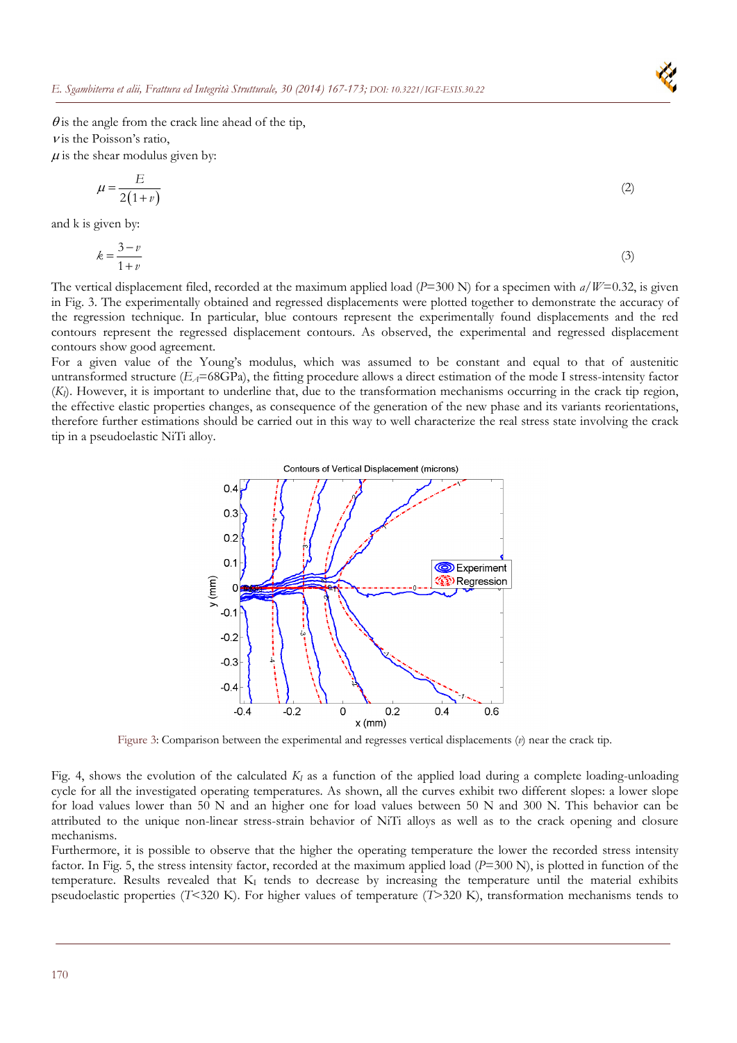$\theta$ is the angle from the crack line ahead of the tip,
$\nu$ is the Poisson's ratio,
$\mu$ is the shear modulus given by:

$$\mu = \frac{E}{2(1+\nu)} \tag{2}$$

and k is given by:

$$k = \frac{3-\nu}{1+\nu} \tag{3}$$

The vertical displacement filed, recorded at the maximum applied load ($P$=300 N) for a specimen with $a/W$=0.32, is given in Fig. 3. The experimentally obtained and regressed displacements were plotted together to demonstrate the accuracy of the regression technique. In particular, blue contours represent the experimentally found displacements and the red contours represent the regressed displacement contours. As observed, the experimental and regressed displacement contours show good agreement.

For a given value of the Young's modulus, which was assumed to be constant and equal to that of austenitic untransformed structure ($E_A$=68GPa), the fitting procedure allows a direct estimation of the mode I stress-intensity factor ($K_I$). However, it is important to underline that, due to the transformation mechanisms occurring in the crack tip region, the effective elastic properties changes, as consequence of the generation of the new phase and its variants reorientations, therefore further estimations should be carried out in this way to well characterize the real stress state involving the crack tip in a pseudoelastic NiTi alloy.

Figure 3: Comparison between the experimental and regresses vertical displacements ($v$) near the crack tip.

Fig. 4, shows the evolution of the calculated $K_I$ as a function of the applied load during a complete loading-unloading cycle for all the investigated operating temperatures. As shown, all the curves exhibit two different slopes: a lower slope for load values lower than 50 N and an higher one for load values between 50 N and 300 N. This behavior can be attributed to the unique non-linear stress-strain behavior of NiTi alloys as well as to the crack opening and closure mechanisms.

Furthermore, it is possible to observe that the higher the operating temperature the lower the recorded stress intensity factor. In Fig. 5, the stress intensity factor, recorded at the maximum applied load ($P$=300 N), is plotted in function of the temperature. Results revealed that $K_I$ tends to decrease by increasing the temperature until the material exhibits pseudoelastic properties ($T$<320 K). For higher values of temperature ($T$>320 K), transformation mechanisms tends to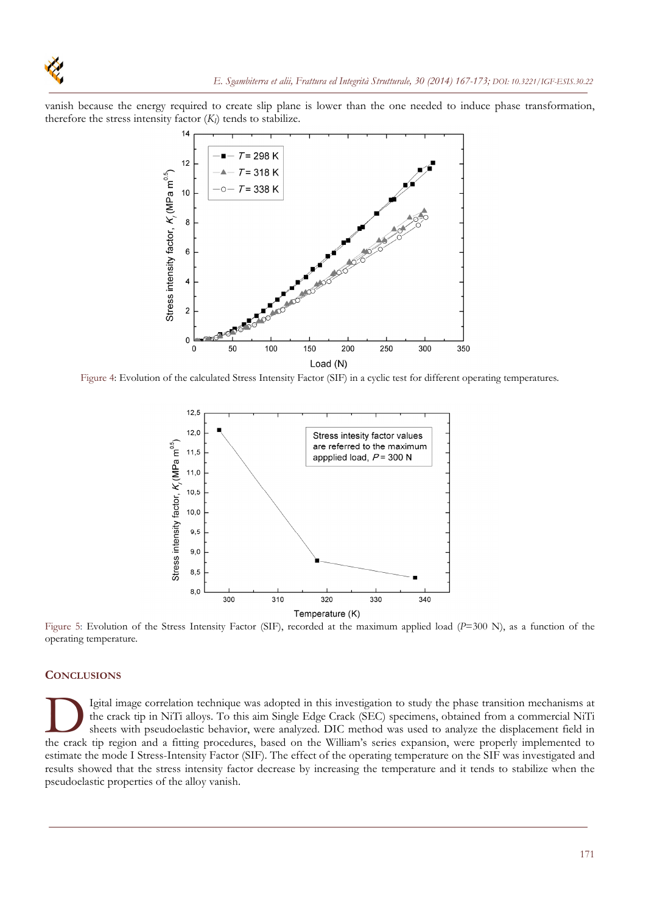vanish because the energy required to create slip plane is lower than the one needed to induce phase transformation, therefore the stress intensity factor ($K_I$) tends to stabilize.

Figure 4: Evolution of the calculated Stress Intensity Factor (SIF) in a cyclic test for different operating temperatures.

Figure 5: Evolution of the Stress Intensity Factor (SIF), recorded at the maximum applied load ($P$=300 N), as a function of the operating temperature.

## CONCLUSIONS

Digital image correlation technique was adopted in this investigation to study the phase transition mechanisms at the crack tip in NiTi alloys. To this aim Single Edge Crack (SEC) specimens, obtained from a commercial NiTi sheets with pseudoelastic behavior, were analyzed. DIC method was used to analyze the displacement field in the crack tip region and a fitting procedures, based on the William's series expansion, were properly implemented to estimate the mode I Stress-Intensity Factor (SIF). The effect of the operating temperature on the SIF was investigated and results showed that the stress intensity factor decrease by increasing the temperature and it tends to stabilize when the pseudoelastic properties of the alloy vanish.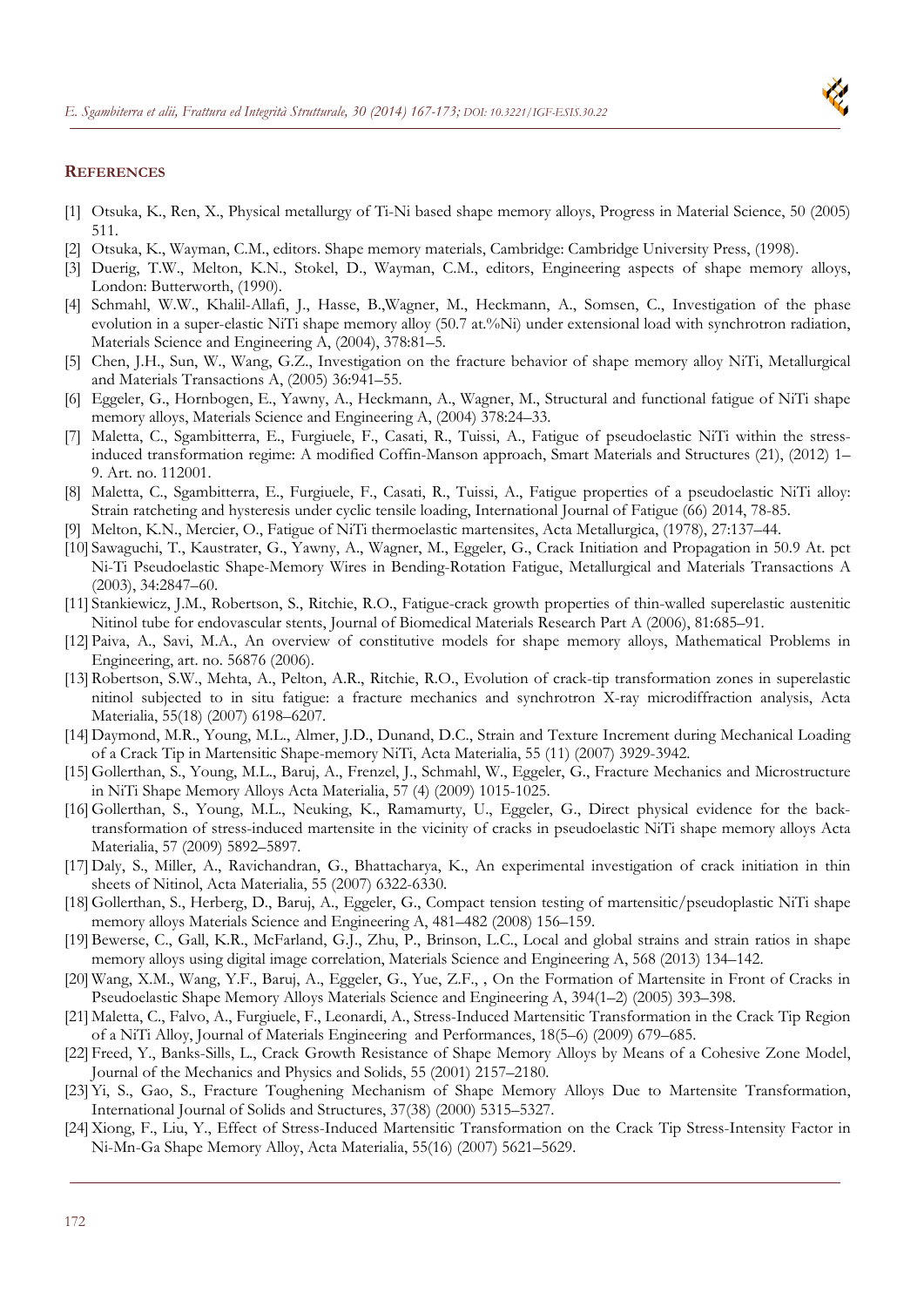## REFERENCES

[1] Otsuka, K., Ren, X., Physical metallurgy of Ti-Ni based shape memory alloys, Progress in Material Science, 50 (2005) 511.

[2] Otsuka, K., Wayman, C.M., editors. Shape memory materials, Cambridge: Cambridge University Press, (1998).

[3] Duerig, T.W., Melton, K.N., Stokel, D., Wayman, C.M., editors, Engineering aspects of shape memory alloys, London: Butterworth, (1990).

[4] Schmahl, W.W., Khalil-Allafi, J., Hasse, B.,Wagner, M., Heckmann, A., Somsen, C., Investigation of the phase evolution in a super-elastic NiTi shape memory alloy (50.7 at.%Ni) under extensional load with synchrotron radiation, Materials Science and Engineering A, (2004), 378:81–5.

[5] Chen, J.H., Sun, W., Wang, G.Z., Investigation on the fracture behavior of shape memory alloy NiTi, Metallurgical and Materials Transactions A, (2005) 36:941–55.

[6] Eggeler, G., Hornbogen, E., Yawny, A., Heckmann, A., Wagner, M., Structural and functional fatigue of NiTi shape memory alloys, Materials Science and Engineering A, (2004) 378:24–33.

[7] Maletta, C., Sgambitterra, E., Furgiuele, F., Casati, R., Tuissi, A., Fatigue of pseudoelastic NiTi within the stress-induced transformation regime: A modified Coffin-Manson approach, Smart Materials and Structures (21), (2012) 1–9. Art. no. 112001.

[8] Maletta, C., Sgambitterra, E., Furgiuele, F., Casati, R., Tuissi, A., Fatigue properties of a pseudoelastic NiTi alloy: Strain ratcheting and hysteresis under cyclic tensile loading, International Journal of Fatigue (66) 2014, 78-85.

[9] Melton, K.N., Mercier, O., Fatigue of NiTi thermoelastic martensites, Acta Metallurgica, (1978), 27:137–44.

[10] Sawaguchi, T., Kaustrater, G., Yawny, A., Wagner, M., Eggeler, G., Crack Initiation and Propagation in 50.9 At. pct Ni-Ti Pseudoelastic Shape-Memory Wires in Bending-Rotation Fatigue, Metallurgical and Materials Transactions A (2003), 34:2847–60.

[11] Stankiewicz, J.M., Robertson, S., Ritchie, R.O., Fatigue-crack growth properties of thin-walled superelastic austenitic Nitinol tube for endovascular stents, Journal of Biomedical Materials Research Part A (2006), 81:685–91.

[12] Paiva, A., Savi, M.A., An overview of constitutive models for shape memory alloys, Mathematical Problems in Engineering, art. no. 56876 (2006).

[13] Robertson, S.W., Mehta, A., Pelton, A.R., Ritchie, R.O., Evolution of crack-tip transformation zones in superelastic nitinol subjected to in situ fatigue: a fracture mechanics and synchrotron X-ray microdiffraction analysis, Acta Materialia, 55(18) (2007) 6198–6207.

[14] Daymond, M.R., Young, M.L., Almer, J.D., Dunand, D.C., Strain and Texture Increment during Mechanical Loading of a Crack Tip in Martensitic Shape-memory NiTi, Acta Materialia, 55 (11) (2007) 3929-3942.

[15] Gollerthan, S., Young, M.L., Baruj, A., Frenzel, J., Schmahl, W., Eggeler, G., Fracture Mechanics and Microstructure in NiTi Shape Memory Alloys Acta Materialia, 57 (4) (2009) 1015-1025.

[16] Gollerthan, S., Young, M.L., Neuking, K., Ramamurty, U., Eggeler, G., Direct physical evidence for the back-transformation of stress-induced martensite in the vicinity of cracks in pseudoelastic NiTi shape memory alloys Acta Materialia, 57 (2009) 5892–5897.

[17] Daly, S., Miller, A., Ravichandran, G., Bhattacharya, K., An experimental investigation of crack initiation in thin sheets of Nitinol, Acta Materialia, 55 (2007) 6322-6330.

[18] Gollerthan, S., Herberg, D., Baruj, A., Eggeler, G., Compact tension testing of martensitic/pseudoplastic NiTi shape memory alloys Materials Science and Engineering A, 481–482 (2008) 156–159.

[19] Bewerse, C., Gall, K.R., McFarland, G.J., Zhu, P., Brinson, L.C., Local and global strains and strain ratios in shape memory alloys using digital image correlation, Materials Science and Engineering A, 568 (2013) 134–142.

[20] Wang, X.M., Wang, Y.F., Baruj, A., Eggeler, G., Yue, Z.F., , On the Formation of Martensite in Front of Cracks in Pseudoelastic Shape Memory Alloys Materials Science and Engineering A, 394(1–2) (2005) 393–398.

[21] Maletta, C., Falvo, A., Furgiuele, F., Leonardi, A., Stress-Induced Martensitic Transformation in the Crack Tip Region of a NiTi Alloy, Journal of Materials Engineering and Performances, 18(5–6) (2009) 679–685.

[22] Freed, Y., Banks-Sills, L., Crack Growth Resistance of Shape Memory Alloys by Means of a Cohesive Zone Model, Journal of the Mechanics and Physics and Solids, 55 (2001) 2157–2180.

[23] Yi, S., Gao, S., Fracture Toughening Mechanism of Shape Memory Alloys Due to Martensite Transformation, International Journal of Solids and Structures, 37(38) (2000) 5315–5327.

[24] Xiong, F., Liu, Y., Effect of Stress-Induced Martensitic Transformation on the Crack Tip Stress-Intensity Factor in Ni-Mn-Ga Shape Memory Alloy, Acta Materialia, 55(16) (2007) 5621–5629.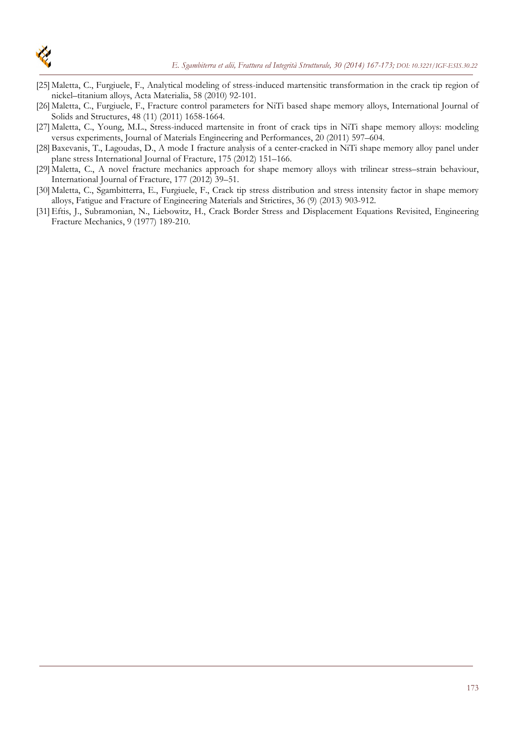[25] Maletta, C., Furgiuele, F., Analytical modeling of stress-induced martensitic transformation in the crack tip region of nickel–titanium alloys, Acta Materialia, 58 (2010) 92-101.

[26] Maletta, C., Furgiuele, F., Fracture control parameters for NiTi based shape memory alloys, International Journal of Solids and Structures, 48 (11) (2011) 1658-1664.

[27] Maletta, C., Young, M.L., Stress-induced martensite in front of crack tips in NiTi shape memory alloys: modeling versus experiments, Journal of Materials Engineering and Performances, 20 (2011) 597–604.

[28] Baxevanis, T., Lagoudas, D., A mode I fracture analysis of a center-cracked in NiTi shape memory alloy panel under plane stress International Journal of Fracture, 175 (2012) 151–166.

[29] Maletta, C., A novel fracture mechanics approach for shape memory alloys with trilinear stress–strain behaviour, International Journal of Fracture, 177 (2012) 39–51.

[30] Maletta, C., Sgambitterra, E., Furgiuele, F., Crack tip stress distribution and stress intensity factor in shape memory alloys, Fatigue and Fracture of Engineering Materials and Strictires, 36 (9) (2013) 903-912.

[31] Eftis, J., Subramonian, N., Liebowitz, H., Crack Border Stress and Displacement Equations Revisited, Engineering Fracture Mechanics, 9 (1977) 189-210.